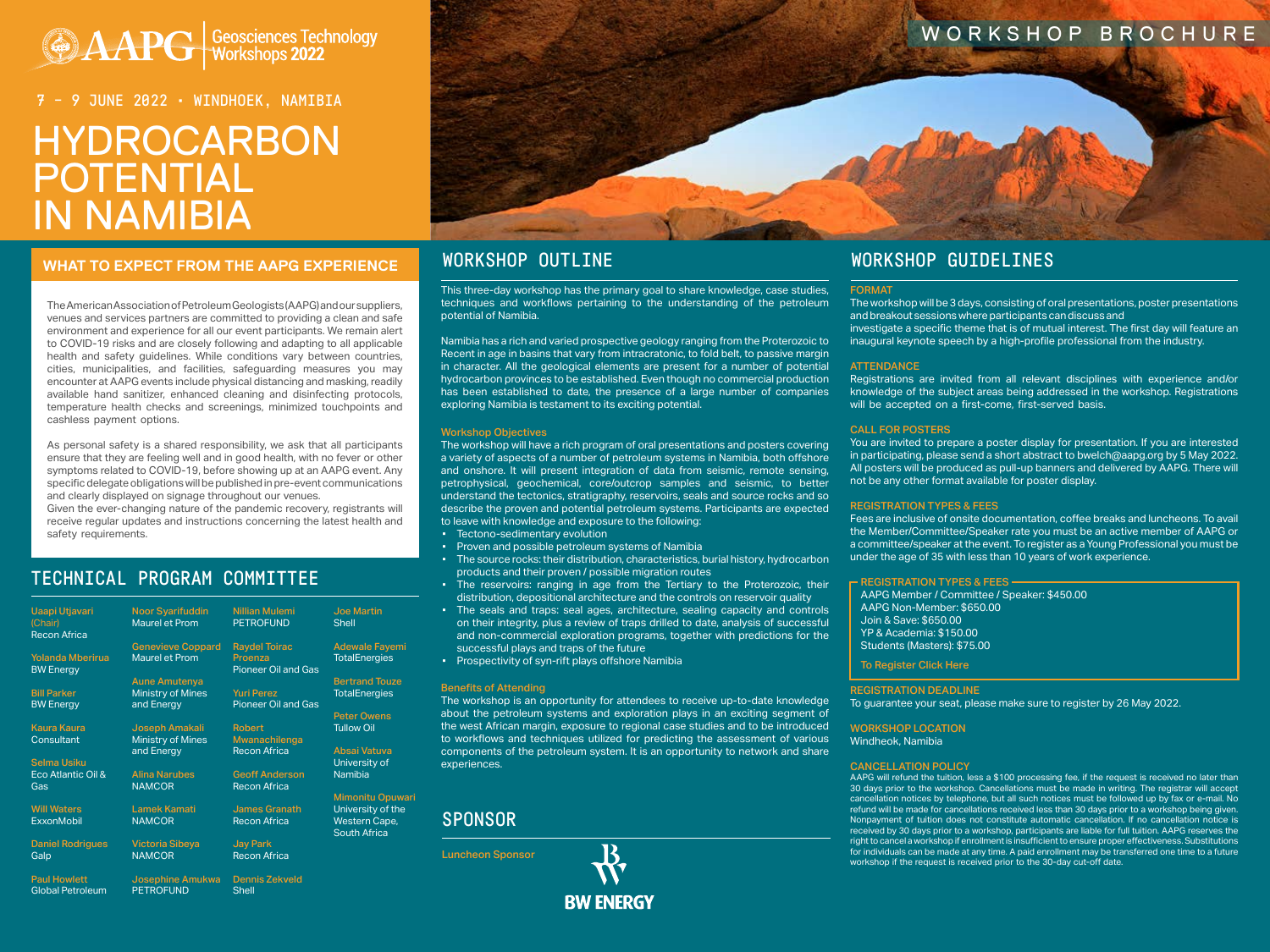AAPG Geosciences Technology Workshops 2022

WORKSHOP BROCHURE

7 – 9 JUNE 2022 • WINDHOEK, NAMIBIA

# HYDROCARBON POTENTIAL IN NAMIBIA

## WHAT TO EXPECT FROM THE AAPG EXPERIENCE

The American Association of Petroleum Geologists (AAPG) and our suppliers, venues and services partners are committed to providing a clean and safe environment and experience for all our event participants. We remain alert to COVID-19 risks and are closely following and adapting to all applicable health and safety guidelines. While conditions vary between countries, cities, municipalities, and facilities, safeguarding measures you may encounter at AAPG events include physical distancing and masking, readily available hand sanitizer, enhanced cleaning and disinfecting protocols, temperature health checks and screenings, minimized touchpoints and cashless payment options.

As personal safety is a shared responsibility, we ask that all participants ensure that they are feeling well and in good health, with no fever or other symptoms related to COVID-19, before showing up at an AAPG event. Any specific delegate obligations will be published in pre-event communications and clearly displayed on signage throughout our venues.
Given the ever-changing nature of the pandemic recovery, registrants will receive regular updates and instructions concerning the latest health and safety requirements.

## TECHNICAL PROGRAM COMMITTEE

**Uaapi Utjavari (Chair)**
Recon Africa

**Yolanda Mberirua**
BW Energy

**Bill Parker**
BW Energy

**Kaura Kaura**
Consultant

**Selma Usiku**
Eco Atlantic Oil & Gas

**Will Waters**
ExxonMobil

**Daniel Rodrigues**
Galp

**Paul Howlett**
Global Petroleum

**Noor Syarifuddin**
Maurel et Prom

**Genevieve Coppard**
Maurel et Prom

**Aune Amutenya**
Ministry of Mines and Energy

**Joseph Amakali**
Ministry of Mines and Energy

**Alina Narubes**
NAMCOR

**Lamek Kamati**
NAMCOR

**Victoria Sibeya**
NAMCOR

**Josephine Amukwa**
PETROFUND

**Nillian Mulemi**
PETROFUND

**Raydel Toirac Proenza**
Pioneer Oil and Gas

**Yuri Perez**
Pioneer Oil and Gas

**Robert Mwanachilenga**
Recon Africa

**Geoff Anderson**
Recon Africa

**James Granath**
Recon Africa

**Jay Park**
Recon Africa

**Dennis Zekveld**
Shell

**Joe Martin**
Shell

**Adewale Fayemi**
TotalEnergies

**Bertrand Touze**
TotalEnergies

**Peter Owens**
Tullow Oil

**Absai Vatuva**
University of Namibia

**Mimonitu Opuwari**
University of the Western Cape, South Africa

## WORKSHOP OUTLINE

This three-day workshop has the primary goal to share knowledge, case studies, techniques and workflows pertaining to the understanding of the petroleum potential of Namibia.

Namibia has a rich and varied prospective geology ranging from the Proterozoic to Recent in age in basins that vary from intracratonic, to fold belt, to passive margin in character. All the geological elements are present for a number of potential hydrocarbon provinces to be established. Even though no commercial production has been established to date, the presence of a large number of companies exploring Namibia is testament to its exciting potential.

### Workshop Objectives

The workshop will have a rich program of oral presentations and posters covering a variety of aspects of a number of petroleum systems in Namibia, both offshore and onshore. It will present integration of data from seismic, remote sensing, petrophysical, geochemical, core/outcrop samples and seismic, to better understand the tectonics, stratigraphy, reservoirs, seals and source rocks and so describe the proven and potential petroleum systems. Participants are expected to leave with knowledge and exposure to the following:

- Tectono-sedimentary evolution
- Proven and possible petroleum systems of Namibia
- The source rocks: their distribution, characteristics, burial history, hydrocarbon products and their proven / possible migration routes
- The reservoirs: ranging in age from the Tertiary to the Proterozoic, their distribution, depositional architecture and the controls on reservoir quality
- The seals and traps: seal ages, architecture, sealing capacity and controls on their integrity, plus a review of traps drilled to date, analysis of successful and non-commercial exploration programs, together with predictions for the successful plays and traps of the future
- Prospectivity of syn-rift plays offshore Namibia

### Benefits of Attending

The workshop is an opportunity for attendees to receive up-to-date knowledge about the petroleum systems and exploration plays in an exciting segment of the west African margin, exposure to regional case studies and to be introduced to workflows and techniques utilized for predicting the assessment of various components of the petroleum system. It is an opportunity to network and share experiences.

## SPONSOR

Luncheon Sponsor

BW ENERGY

## WORKSHOP GUIDELINES

### FORMAT

The workshop will be 3 days, consisting of oral presentations, poster presentations and breakout sessions where participants can discuss and investigate a specific theme that is of mutual interest. The first day will feature an inaugural keynote speech by a high-profile professional from the industry.

### ATTENDANCE

Registrations are invited from all relevant disciplines with experience and/or knowledge of the subject areas being addressed in the workshop. Registrations will be accepted on a first-come, first-served basis.

### CALL FOR POSTERS

You are invited to prepare a poster display for presentation. If you are interested in participating, please send a short abstract to bwelch@aapg.org by 5 May 2022. All posters will be produced as pull-up banners and delivered by AAPG. There will not be any other format available for poster display.

### REGISTRATION TYPES & FEES

Fees are inclusive of onsite documentation, coffee breaks and luncheons. To avail the Member/Committee/Speaker rate you must be an active member of AAPG or a committee/speaker at the event. To register as a Young Professional you must be under the age of 35 with less than 10 years of work experience.

**REGISTRATION TYPES & FEES**

AAPG Member / Committee / Speaker: $450.00
AAPG Non-Member: $650.00
Join & Save: $650.00
YP & Academia: $150.00
Students (Masters): $75.00

To Register Click Here

### REGISTRATION DEADLINE

To guarantee your seat, please make sure to register by 26 May 2022.

### WORKSHOP LOCATION

Windheok, Namibia

### CANCELLATION POLICY

AAPG will refund the tuition, less a $100 processing fee, if the request is received no later than 30 days prior to the workshop. Cancellations must be made in writing. The registrar will accept cancellation notices by telephone, but all such notices must be followed up by fax or e-mail. No refund will be made for cancellations received less than 30 days prior to a workshop being given. Nonpayment of tuition does not constitute automatic cancellation. If no cancellation notice is received by 30 days prior to a workshop, participants are liable for full tuition. AAPG reserves the right to cancel a workshop if enrollment is insufficient to ensure proper effectiveness. Substitutions for individuals can be made at any time. A paid enrollment may be transferred one time to a future workshop if the request is received prior to the 30-day cut-off date.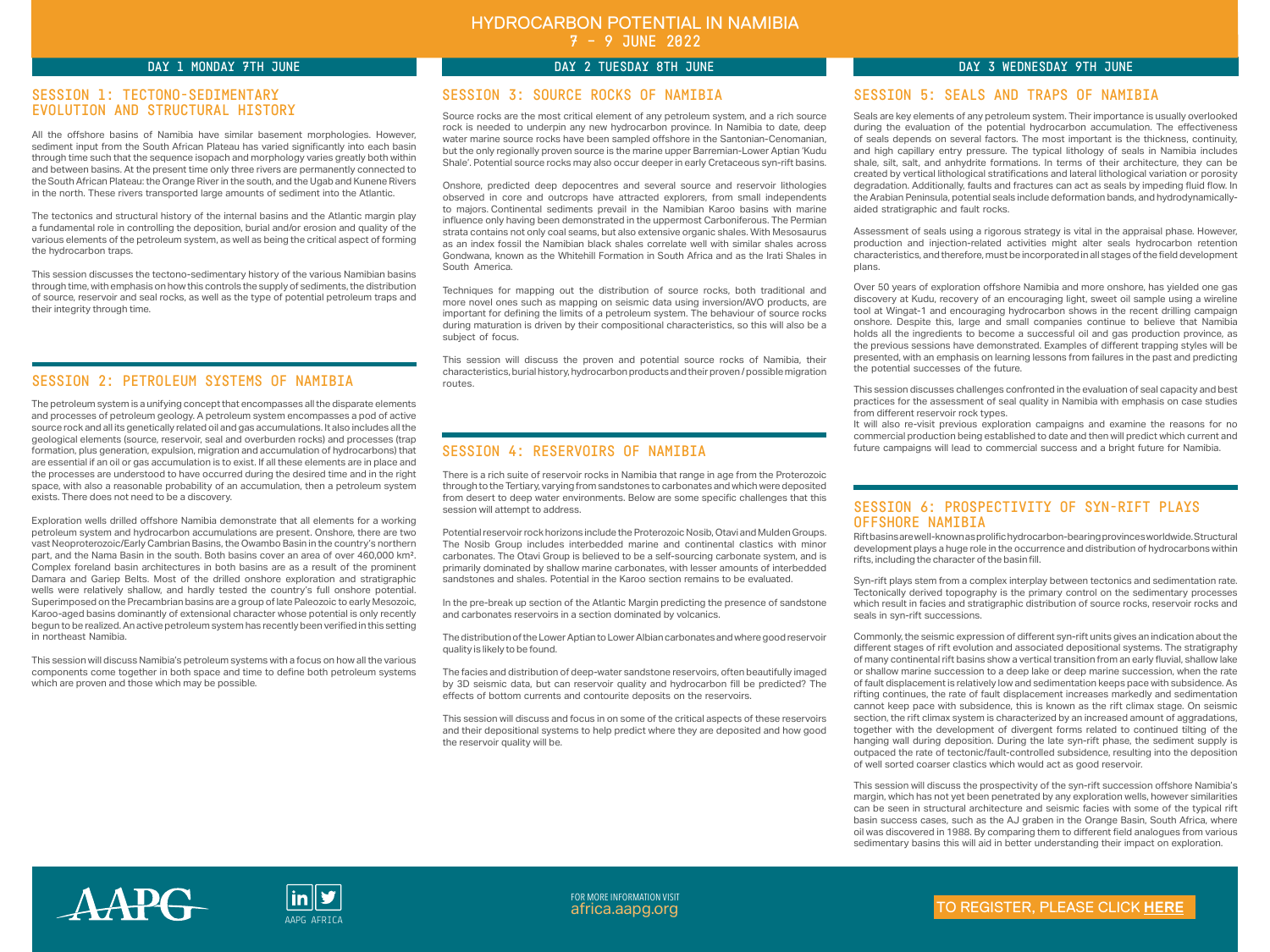# HYDROCARBON POTENTIAL IN NAMIBIA

## 7 – 9 JUNE 2022

## DAY 1 MONDAY 7TH JUNE

### SESSION 1: TECTONO-SEDIMENTARY EVOLUTION AND STRUCTURAL HISTORY

All the offshore basins of Namibia have similar basement morphologies. However, sediment input from the South African Plateau has varied significantly into each basin through time such that the sequence isopach and morphology varies greatly both within and between basins. At the present time only three rivers are permanently connected to the South African Plateau: the Orange River in the south, and the Ugab and Kunene Rivers in the north. These rivers transported large amounts of sediment into the Atlantic.

The tectonics and structural history of the internal basins and the Atlantic margin play a fundamental role in controlling the deposition, burial and/or erosion and quality of the various elements of the petroleum system, as well as being the critical aspect of forming the hydrocarbon traps.

This session discusses the tectono-sedimentary history of the various Namibian basins through time, with emphasis on how this controls the supply of sediments, the distribution of source, reservoir and seal rocks, as well as the type of potential petroleum traps and their integrity through time.

### SESSION 2: PETROLEUM SYSTEMS OF NAMIBIA

The petroleum system is a unifying concept that encompasses all the disparate elements and processes of petroleum geology. A petroleum system encompasses a pod of active source rock and all its genetically related oil and gas accumulations. It also includes all the geological elements (source, reservoir, seal and overburden rocks) and processes (trap formation, plus generation, expulsion, migration and accumulation of hydrocarbons) that are essential if an oil or gas accumulation is to exist. If all these elements are in place and the processes are understood to have occurred during the desired time and in the right space, with also a reasonable probability of an accumulation, then a petroleum system exists. There does not need to be a discovery.

Exploration wells drilled offshore Namibia demonstrate that all elements for a working petroleum system and hydrocarbon accumulations are present. Onshore, there are two vast Neoproterozoic/Early Cambrian Basins, the Owambo Basin in the country's northern part, and the Nama Basin in the south. Both basins cover an area of over 460,000 km². Complex foreland basin architectures in both basins are as a result of the prominent Damara and Gariep Belts. Most of the drilled onshore exploration and stratigraphic wells were relatively shallow, and hardly tested the country's full onshore potential. Superimposed on the Precambrian basins are a group of late Paleozoic to early Mesozoic, Karoo-aged basins dominantly of extensional character whose potential is only recently begun to be realized. An active petroleum system has recently been verified in this setting in northeast Namibia.

This session will discuss Namibia's petroleum systems with a focus on how all the various components come together in both space and time to define both petroleum systems which are proven and those which may be possible.

## DAY 2 TUESDAY 8TH JUNE

### SESSION 3: SOURCE ROCKS OF NAMIBIA

Source rocks are the most critical element of any petroleum system, and a rich source rock is needed to underpin any new hydrocarbon province. In Namibia to date, deep water marine source rocks have been sampled offshore in the Santonian-Cenomanian, but the only regionally proven source is the marine upper Barremian-Lower Aptian 'Kudu Shale'. Potential source rocks may also occur deeper in early Cretaceous syn-rift basins.

Onshore, predicted deep depocentres and several source and reservoir lithologies observed in core and outcrops have attracted explorers, from small independents to majors. Continental sediments prevail in the Namibian Karoo basins with marine influence only having been demonstrated in the uppermost Carboniferous. The Permian strata contains not only coal seams, but also extensive organic shales. With Mesosaurus as an index fossil the Namibian black shales correlate well with similar shales across Gondwana, known as the Whitehill Formation in South Africa and as the Irati Shales in South America.

Techniques for mapping out the distribution of source rocks, both traditional and more novel ones such as mapping on seismic data using inversion/AVO products, are important for defining the limits of a petroleum system. The behaviour of source rocks during maturation is driven by their compositional characteristics, so this will also be a subject of focus.

This session will discuss the proven and potential source rocks of Namibia, their characteristics, burial history, hydrocarbon products and their proven / possible migration routes.

### SESSION 4: RESERVOIRS OF NAMIBIA

There is a rich suite of reservoir rocks in Namibia that range in age from the Proterozoic through to the Tertiary, varying from sandstones to carbonates and which were deposited from desert to deep water environments. Below are some specific challenges that this session will attempt to address.

Potential reservoir rock horizons include the Proterozoic Nosib, Otavi and Mulden Groups. The Nosib Group includes interbedded marine and continental clastics with minor carbonates. The Otavi Group is believed to be a self-sourcing carbonate system, and is primarily dominated by shallow marine carbonates, with lesser amounts of interbedded sandstones and shales. Potential in the Karoo section remains to be evaluated.

In the pre-break up section of the Atlantic Margin predicting the presence of sandstone and carbonates reservoirs in a section dominated by volcanics.

The distribution of the Lower Aptian to Lower Albian carbonates and where good reservoir quality is likely to be found.

The facies and distribution of deep-water sandstone reservoirs, often beautifully imaged by 3D seismic data, but can reservoir quality and hydrocarbon fill be predicted? The effects of bottom currents and contourite deposits on the reservoirs.

This session will discuss and focus in on some of the critical aspects of these reservoirs and their depositional systems to help predict where they are deposited and how good the reservoir quality will be.

## DAY 3 WEDNESDAY 9TH JUNE

### SESSION 5: SEALS AND TRAPS OF NAMIBIA

Seals are key elements of any petroleum system. Their importance is usually overlooked during the evaluation of the potential hydrocarbon accumulation. The effectiveness of seals depends on several factors. The most important is the thickness, continuity, and high capillary entry pressure. The typical lithology of seals in Namibia includes shale, silt, salt, and anhydrite formations. In terms of their architecture, they can be created by vertical lithological stratifications and lateral lithological variation or porosity degradation. Additionally, faults and fractures can act as seals by impeding fluid flow. In the Arabian Peninsula, potential seals include deformation bands, and hydrodynamically-aided stratigraphic and fault rocks.

Assessment of seals using a rigorous strategy is vital in the appraisal phase. However, production and injection-related activities might alter seals hydrocarbon retention characteristics, and therefore, must be incorporated in all stages of the field development plans.

Over 50 years of exploration offshore Namibia and more onshore, has yielded one gas discovery at Kudu, recovery of an encouraging light, sweet oil sample using a wireline tool at Wingat-1 and encouraging hydrocarbon shows in the recent drilling campaign onshore. Despite this, large and small companies continue to believe that Namibia holds all the ingredients to become a successful oil and gas production province, as the previous sessions have demonstrated. Examples of different trapping styles will be presented, with an emphasis on learning lessons from failures in the past and predicting the potential successes of the future.

This session discusses challenges confronted in the evaluation of seal capacity and best practices for the assessment of seal quality in Namibia with emphasis on case studies from different reservoir rock types.
It will also re-visit previous exploration campaigns and examine the reasons for no commercial production being established to date and then will predict which current and future campaigns will lead to commercial success and a bright future for Namibia.

### SESSION 6: PROSPECTIVITY OF SYN-RIFT PLAYS OFFSHORE NAMIBIA

Rift basins are well-known as prolific hydrocarbon-bearing provinces worldwide. Structural development plays a huge role in the occurrence and distribution of hydrocarbons within rifts, including the character of the basin fill.

Syn-rift plays stem from a complex interplay between tectonics and sedimentation rate. Tectonically derived topography is the primary control on the sedimentary processes which result in facies and stratigraphic distribution of source rocks, reservoir rocks and seals in syn-rift successions.

Commonly, the seismic expression of different syn-rift units gives an indication about the different stages of rift evolution and associated depositional systems. The stratigraphy of many continental rift basins show a vertical transition from an early fluvial, shallow lake or shallow marine succession to a deep lake or deep marine succession, when the rate of fault displacement is relatively low and sedimentation keeps pace with subsidence. As rifting continues, the rate of fault displacement increases markedly and sedimentation cannot keep pace with subsidence, this is known as the rift climax stage. On seismic section, the rift climax system is characterized by an increased amount of aggradations, together with the development of divergent forms related to continued tilting of the hanging wall during deposition. During the late syn-rift phase, the sediment supply is outpaced the rate of tectonic/fault-controlled subsidence, resulting into the deposition of well sorted coarser clastics which would act as good reservoir.

This session will discuss the prospectivity of the syn-rift succession offshore Namibia's margin, which has not yet been penetrated by any exploration wells, however similarities can be seen in structural architecture and seismic facies with some of the typical rift basin success cases, such as the AJ graben in the Orange Basin, South Africa, where oil was discovered in 1988. By comparing them to different field analogues from various sedimentary basins this will aid in better understanding their impact on exploration.

AAPG

AAPG AFRICA

FOR MORE INFORMATION VISIT
africa.aapg.org

TO REGISTER, PLEASE CLICK **HERE**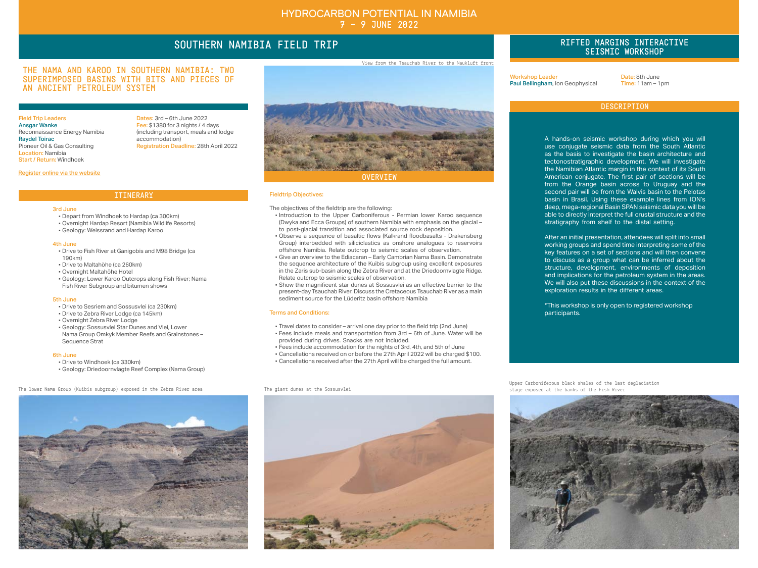# HYDROCARBON POTENTIAL IN NAMIBIA
7 – 9 JUNE 2022

## SOUTHERN NAMIBIA FIELD TRIP

### THE NAMA AND KAROO IN SOUTHERN NAMIBIA: TWO SUPERIMPOSED BASINS WITH BITS AND PIECES OF AN ANCIENT PETROLEUM SYSTEM

**Field Trip Leaders**
**Ansgar Wanke**
Reconnaissance Energy Namibia
**Raydel Toirac**
Pioneer Oil & Gas Consulting
**Location:** Namibia
**Start / Return:** Windhoek

**Dates:** 3rd – 6th June 2022
**Fee:** $1380 for 3 nights / 4 days (including transport, meals and lodge accommodation)
**Registration Deadline:** 28th April 2022

Register online via the website

### ITINERARY

**3rd June**
- Depart from Windhoek to Hardap (ca 300km)
- Overnight Hardap Resort (Namibia Wildlife Resorts)
- Geology: Weissrand and Hardap Karoo

**4th June**
- Drive to Fish River at Ganigobis and M98 Bridge (ca 190km)
- Drive to Maltahöhe (ca 260km)
- Overnight Maltahöhe Hotel
- Geology: Lower Karoo Outcrops along Fish River; Nama Fish River Subgroup and bitumen shows

**5th June**
- Drive to Sesriem and Sossusvlei (ca 230km)
- Drive to Zebra River Lodge (ca 145km)
- Overnight Zebra River Lodge
- Geology: Sossusvlei Star Dunes and Vlei, Lower Nama Group Omkyk Member Reefs and Grainstones – Sequence Strat

**6th June**
- Drive to Windhoek (ca 330km)
- Geology: Driedoornvlagte Reef Complex (Nama Group)

The lower Nama Group (Kuibis subgroup) exposed in the Zebra River area

View from the Tsauchab River to the Naukluft front

### OVERVIEW

**Fieldtrip Objectives:**

The objectives of the fieldtrip are the following:
- Introduction to the Upper Carboniferous - Permian lower Karoo sequence (Dwyka and Ecca Groups) of southern Namibia with emphasis on the glacial – to post-glacial transition and associated source rock deposition.
- Observe a sequence of basaltic flows (Kalkrand floodbasalts - Drakensberg Group) interbedded with siliciclastics as onshore analogues to reservoirs offshore Namibia. Relate outcrop to seismic scales of observation.
- Give an overview to the Ediacaran – Early Cambrian Nama Basin. Demonstrate the sequence architecture of the Kuibis subgroup using excellent exposures in the Zaris sub-basin along the Zebra River and at the Driedoornvlagte Ridge. Relate outcrop to seismic scales of observation.
- Show the magnificent star dunes at Sossusvlei as an effective barrier to the present-day Tsauchab River. Discuss the Cretaceous Tsauchab River as a main sediment source for the Lüderitz basin offshore Namibia

**Terms and Conditions:**

- Travel dates to consider – arrival one day prior to the field trip (2nd June)
- Fees include meals and transportation from 3rd – 6th of June. Water will be provided during drives. Snacks are not included.
- Fees include accommodation for the nights of 3rd, 4th, and 5th of June
- Cancellations received on or before the 27th April 2022 will be charged $100.
- Cancellations received after the 27th April will be charged the full amount.

The giant dunes at the Sossusvlei

## RIFTED MARGINS INTERACTIVE SEISMIC WORKSHOP

**Workshop Leader**
**Paul Bellingham**, Ion Geophysical

**Date:** 8th June
**Time:** 11am – 1pm

### DESCRIPTION

A hands-on seismic workshop during which you will use conjugate seismic data from the South Atlantic as the basis to investigate the basin architecture and tectonostratigraphic development. We will investigate the Namibian Atlantic margin in the context of its South American conjugate. The first pair of sections will be from the Orange basin across to Uruguay and the second pair will be from the Walvis basin to the Pelotas basin in Brasil. Using these example lines from ION's deep, mega-regional Basin SPAN seismic data you will be able to directly interpret the full crustal structure and the stratigraphy from shelf to the distal setting.

After an initial presentation, attendees will split into small working groups and spend time interpreting some of the key features on a set of sections and will then convene to discuss as a group what can be inferred about the structure, development, environments of deposition and implications for the petroleum system in the areas. We will also put these discussions in the context of the exploration results in the different areas.

*This workshop is only open to registered workshop participants.

Upper Carboniferous black shales of the last deglaciation stage exposed at the banks of the Fish River